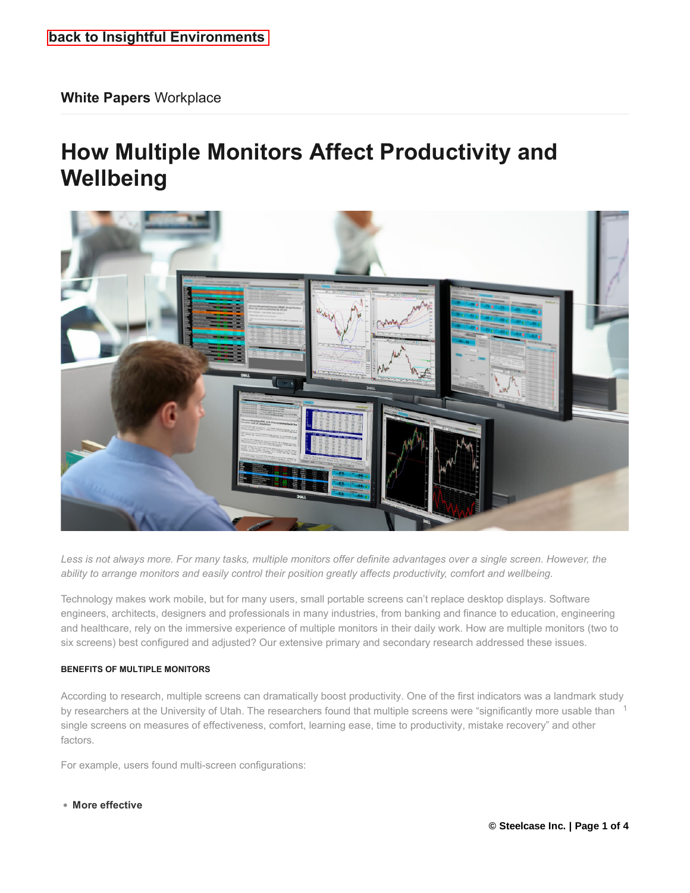back to Insightful Environments

**White Papers** Workplace

# How Multiple Monitors Affect Productivity and Wellbeing

*Less is not always more. For many tasks, multiple monitors offer definite advantages over a single screen. However, the ability to arrange monitors and easily control their position greatly affects productivity, comfort and wellbeing.*

Technology makes work mobile, but for many users, small portable screens can't replace desktop displays. Software engineers, architects, designers and professionals in many industries, from banking and finance to education, engineering and healthcare, rely on the immersive experience of multiple monitors in their daily work. How are multiple monitors (two to six screens) best configured and adjusted? Our extensive primary and secondary research addressed these issues.

#### BENEFITS OF MULTIPLE MONITORS

According to research, multiple screens can dramatically boost productivity. One of the first indicators was a landmark study by researchers at the University of Utah. The researchers found that multiple screens were "significantly more usable than[1] single screens on measures of effectiveness, comfort, learning ease, time to productivity, mistake recovery" and other factors.

For example, users found multi-screen configurations:

- **More effective**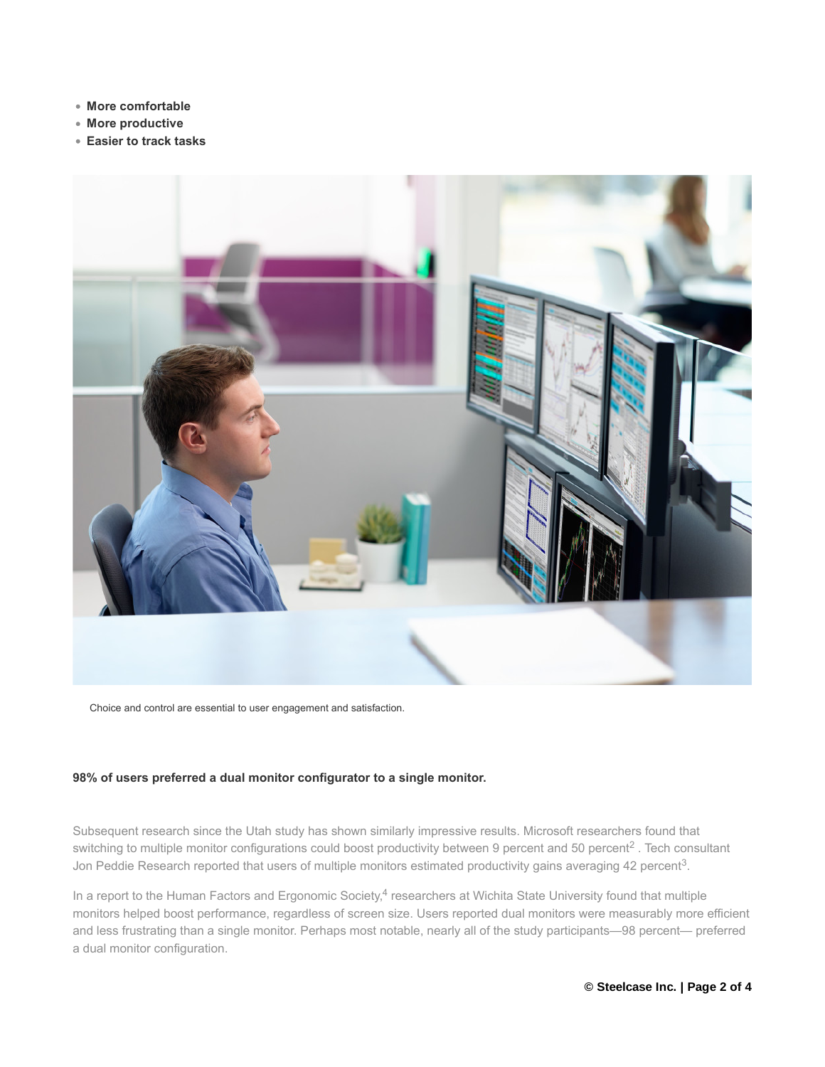- **More comfortable**
- **More productive**
- **Easier to track tasks**

Choice and control are essential to user engagement and satisfaction.

**98% of users preferred a dual monitor configurator to a single monitor.**

Subsequent research since the Utah study has shown similarly impressive results. Microsoft researchers found that switching to multiple monitor configurations could boost productivity between 9 percent and 50 percent[2] . Tech consultant Jon Peddie Research reported that users of multiple monitors estimated productivity gains averaging 42 percent[3].

In a report to the Human Factors and Ergonomic Society,[4] researchers at Wichita State University found that multiple monitors helped boost performance, regardless of screen size. Users reported dual monitors were measurably more efficient and less frustrating than a single monitor. Perhaps most notable, nearly all of the study participants—98 percent— preferred a dual monitor configuration.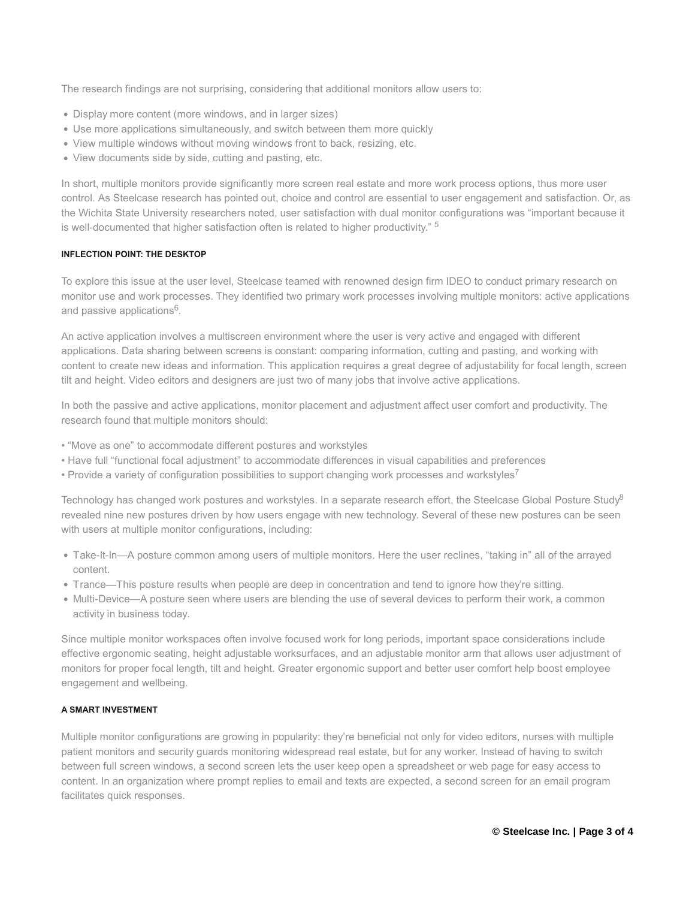The research findings are not surprising, considering that additional monitors allow users to:

- Display more content (more windows, and in larger sizes)
- Use more applications simultaneously, and switch between them more quickly
- View multiple windows without moving windows front to back, resizing, etc.
- View documents side by side, cutting and pasting, etc.

In short, multiple monitors provide significantly more screen real estate and more work process options, thus more user control. As Steelcase research has pointed out, choice and control are essential to user engagement and satisfaction. Or, as the Wichita State University researchers noted, user satisfaction with dual monitor configurations was "important because it is well-documented that higher satisfaction often is related to higher productivity." [5]

#### INFLECTION POINT: THE DESKTOP

To explore this issue at the user level, Steelcase teamed with renowned design firm IDEO to conduct primary research on monitor use and work processes. They identified two primary work processes involving multiple monitors: active applications and passive applications[6].

An active application involves a multiscreen environment where the user is very active and engaged with different applications. Data sharing between screens is constant: comparing information, cutting and pasting, and working with content to create new ideas and information. This application requires a great degree of adjustability for focal length, screen tilt and height. Video editors and designers are just two of many jobs that involve active applications.

In both the passive and active applications, monitor placement and adjustment affect user comfort and productivity. The research found that multiple monitors should:

- "Move as one" to accommodate different postures and workstyles
- Have full "functional focal adjustment" to accommodate differences in visual capabilities and preferences
- Provide a variety of configuration possibilities to support changing work processes and workstyles[7]

Technology has changed work postures and workstyles. In a separate research effort, the Steelcase Global Posture Study[8] revealed nine new postures driven by how users engage with new technology. Several of these new postures can be seen with users at multiple monitor configurations, including:

- Take-It-In—A posture common among users of multiple monitors. Here the user reclines, "taking in" all of the arrayed content.
- Trance—This posture results when people are deep in concentration and tend to ignore how they're sitting.
- Multi-Device—A posture seen where users are blending the use of several devices to perform their work, a common activity in business today.

Since multiple monitor workspaces often involve focused work for long periods, important space considerations include effective ergonomic seating, height adjustable worksurfaces, and an adjustable monitor arm that allows user adjustment of monitors for proper focal length, tilt and height. Greater ergonomic support and better user comfort help boost employee engagement and wellbeing.

#### A SMART INVESTMENT

Multiple monitor configurations are growing in popularity: they're beneficial not only for video editors, nurses with multiple patient monitors and security guards monitoring widespread real estate, but for any worker. Instead of having to switch between full screen windows, a second screen lets the user keep open a spreadsheet or web page for easy access to content. In an organization where prompt replies to email and texts are expected, a second screen for an email program facilitates quick responses.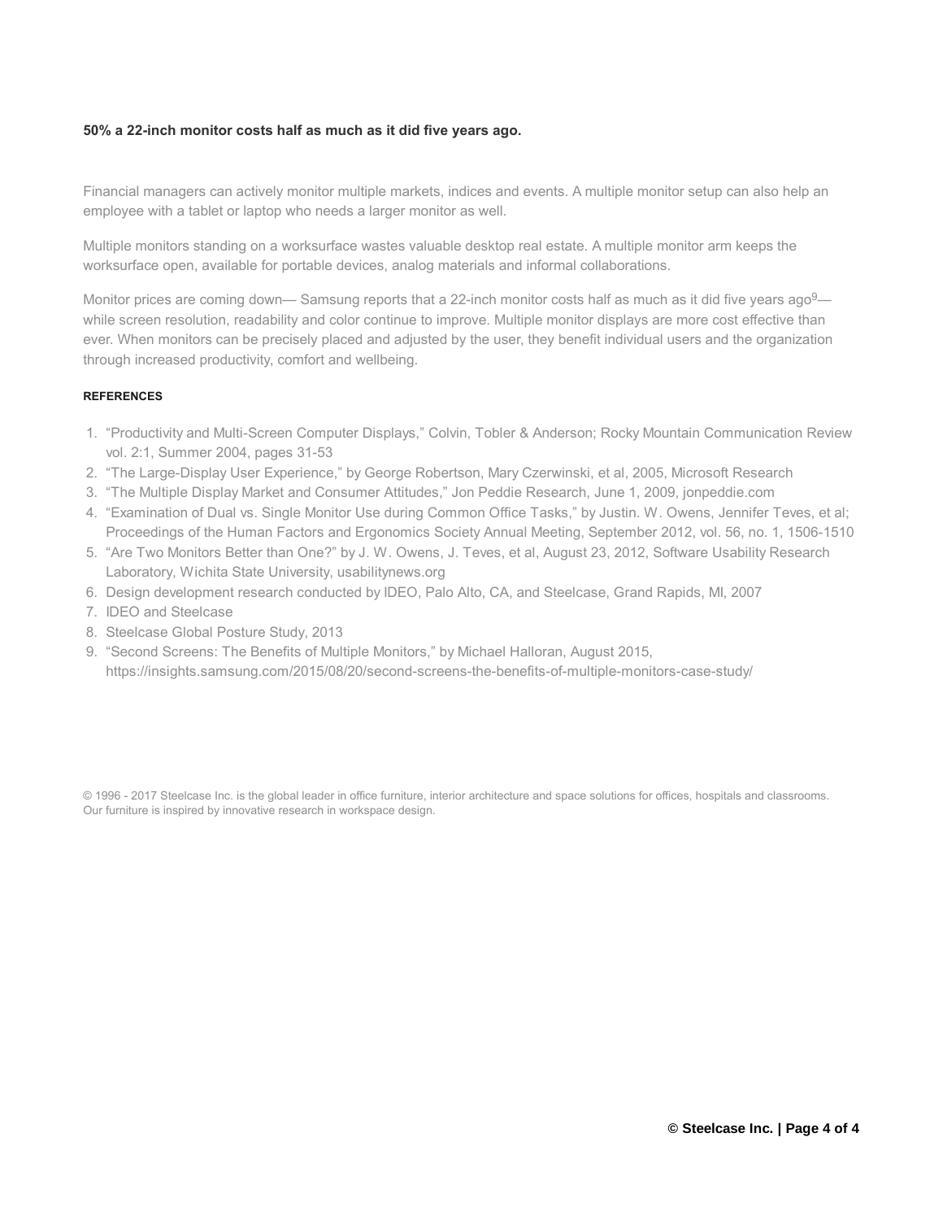**50% a 22-inch monitor costs half as much as it did five years ago.**

Financial managers can actively monitor multiple markets, indices and events. A multiple monitor setup can also help an employee with a tablet or laptop who needs a larger monitor as well.

Multiple monitors standing on a worksurface wastes valuable desktop real estate. A multiple monitor arm keeps the worksurface open, available for portable devices, analog materials and informal collaborations.

Monitor prices are coming down— Samsung reports that a 22-inch monitor costs half as much as it did five years ago[9]— while screen resolution, readability and color continue to improve. Multiple monitor displays are more cost effective than ever. When monitors can be precisely placed and adjusted by the user, they benefit individual users and the organization through increased productivity, comfort and wellbeing.

**REFERENCES**

1. "Productivity and Multi-Screen Computer Displays," Colvin, Tobler & Anderson; Rocky Mountain Communication Review vol. 2:1, Summer 2004, pages 31-53
2. "The Large-Display User Experience," by George Robertson, Mary Czerwinski, et al, 2005, Microsoft Research
3. "The Multiple Display Market and Consumer Attitudes," Jon Peddie Research, June 1, 2009, jonpeddie.com
4. "Examination of Dual vs. Single Monitor Use during Common Office Tasks," by Justin. W. Owens, Jennifer Teves, et al; Proceedings of the Human Factors and Ergonomics Society Annual Meeting, September 2012, vol. 56, no. 1, 1506-1510
5. "Are Two Monitors Better than One?" by J. W. Owens, J. Teves, et al, August 23, 2012, Software Usability Research Laboratory, Wichita State University, usabilitynews.org
6. Design development research conducted by IDEO, Palo Alto, CA, and Steelcase, Grand Rapids, MI, 2007
7. IDEO and Steelcase
8. Steelcase Global Posture Study, 2013
9. "Second Screens: The Benefits of Multiple Monitors," by Michael Halloran, August 2015, https://insights.samsung.com/2015/08/20/second-screens-the-benefits-of-multiple-monitors-case-study/

© 1996 - 2017 Steelcase Inc. is the global leader in office furniture, interior architecture and space solutions for offices, hospitals and classrooms. Our furniture is inspired by innovative research in workspace design.